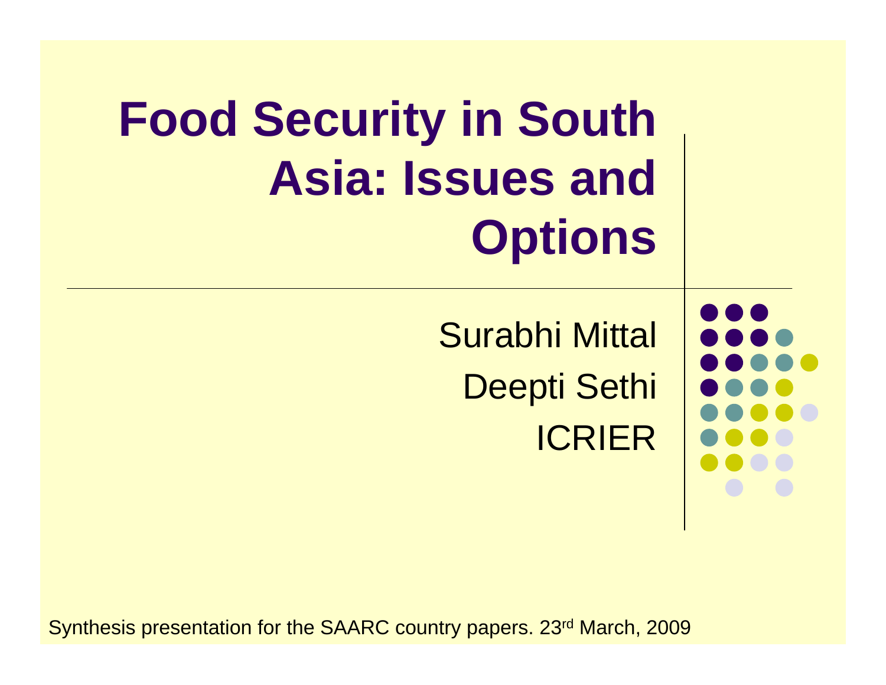# Food Security in South Asia: Issues and Options

Surabhi Mittal

Deepti Sethi

ICRIER

Synthesis presentation for the SAARC country papers. 23rd March, 2009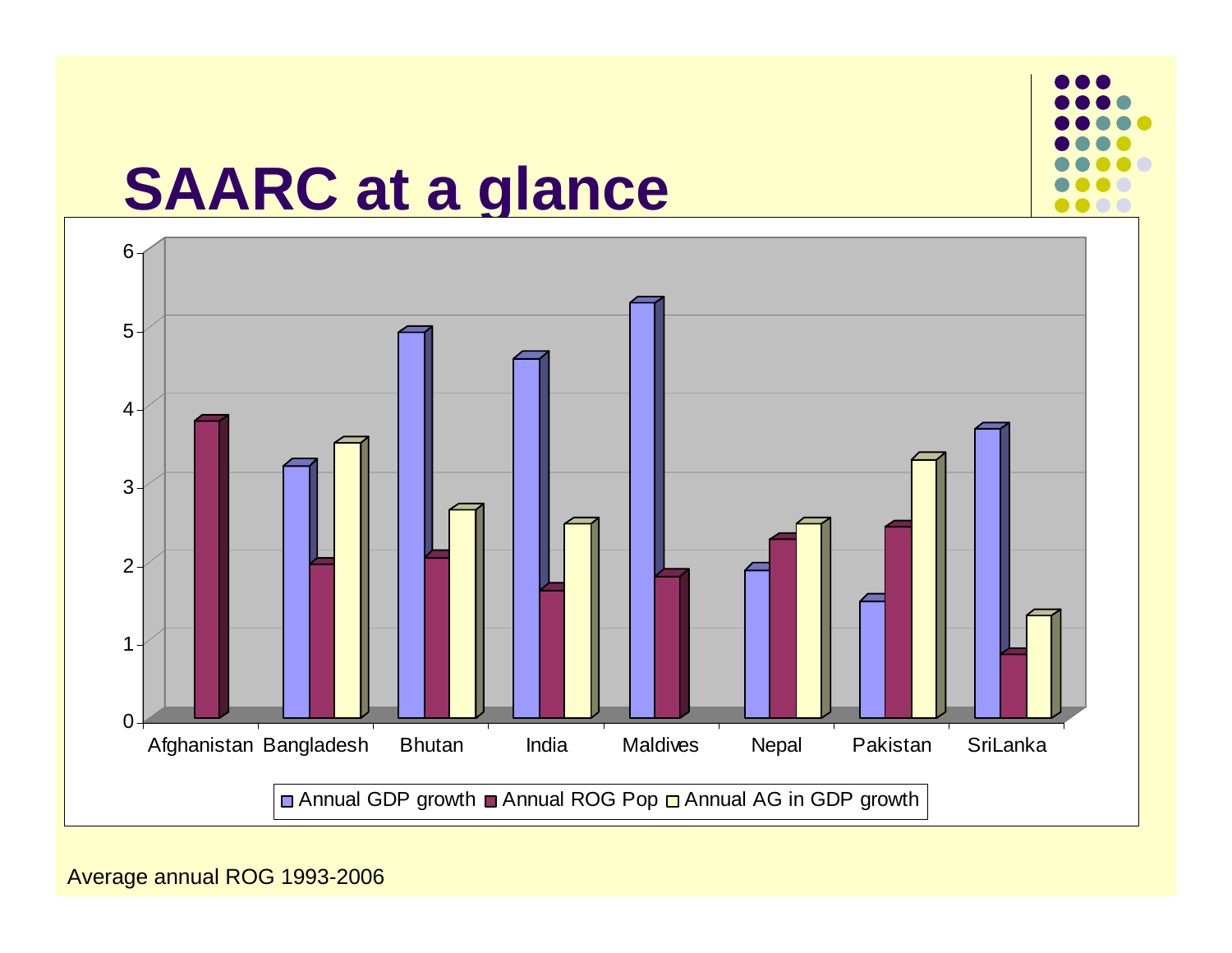# SAARC at a glance

Average annual ROG 1993-2006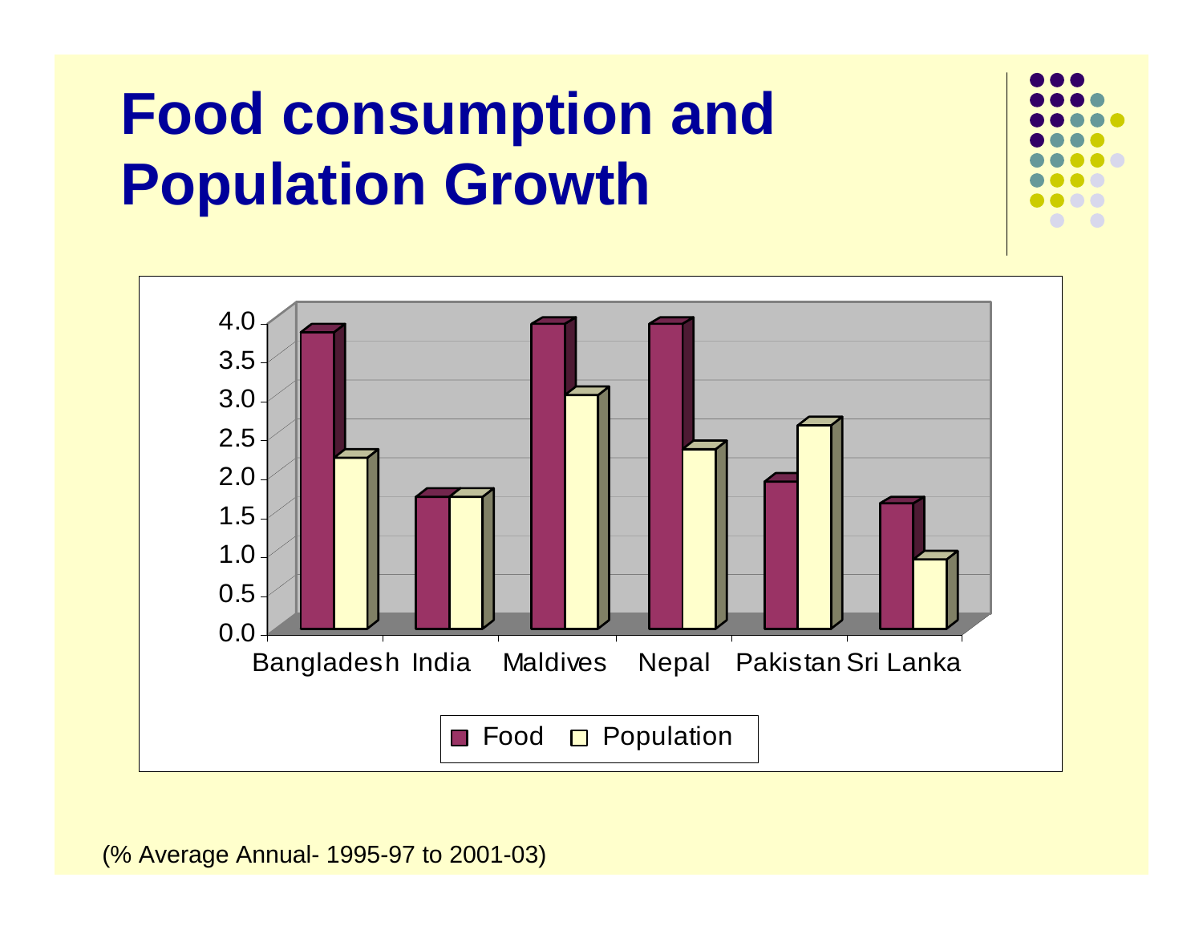# Food consumption and Population Growth

(% Average Annual- 1995-97 to 2001-03)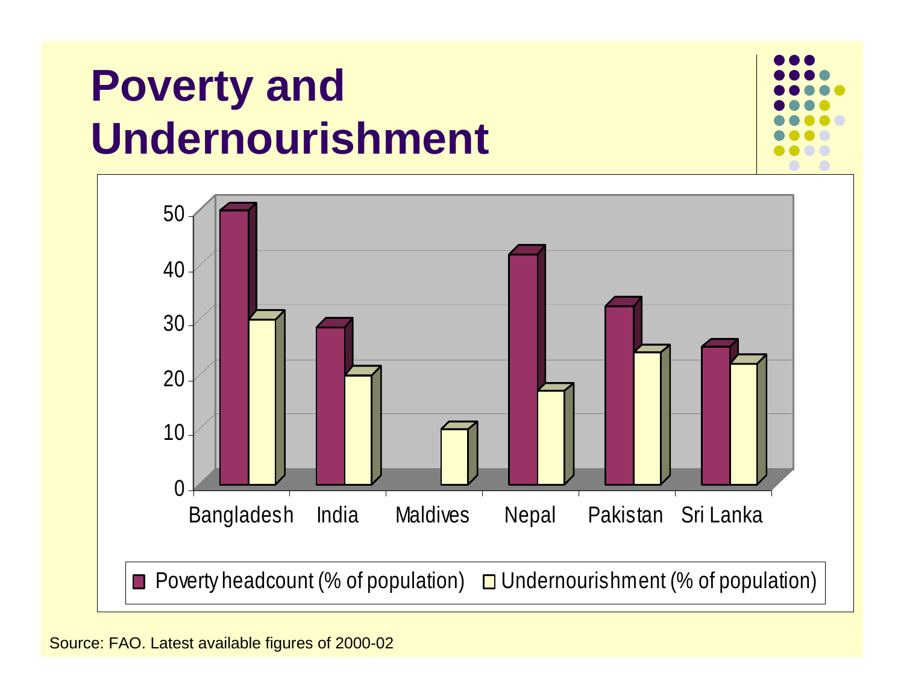# Poverty and Undernourishment

Bangladesh, India, Maldives, Nepal, Pakistan, Sri Lanka

Poverty headcount (% of population)   Undernourishment (% of population)

Source: FAO. Latest available figures of 2000-02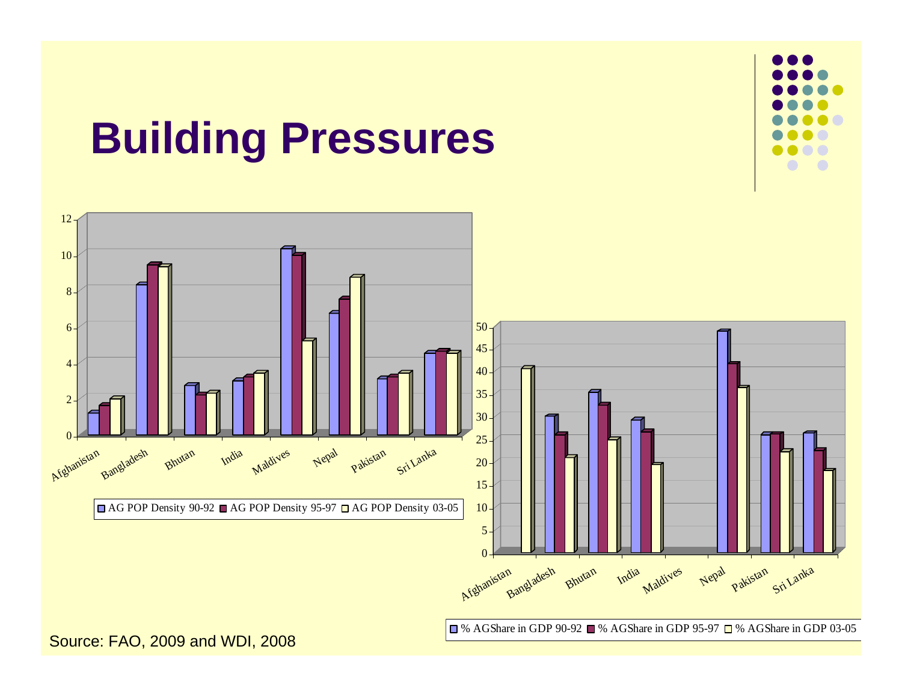# Building Pressures

Source: FAO, 2009 and WDI, 2008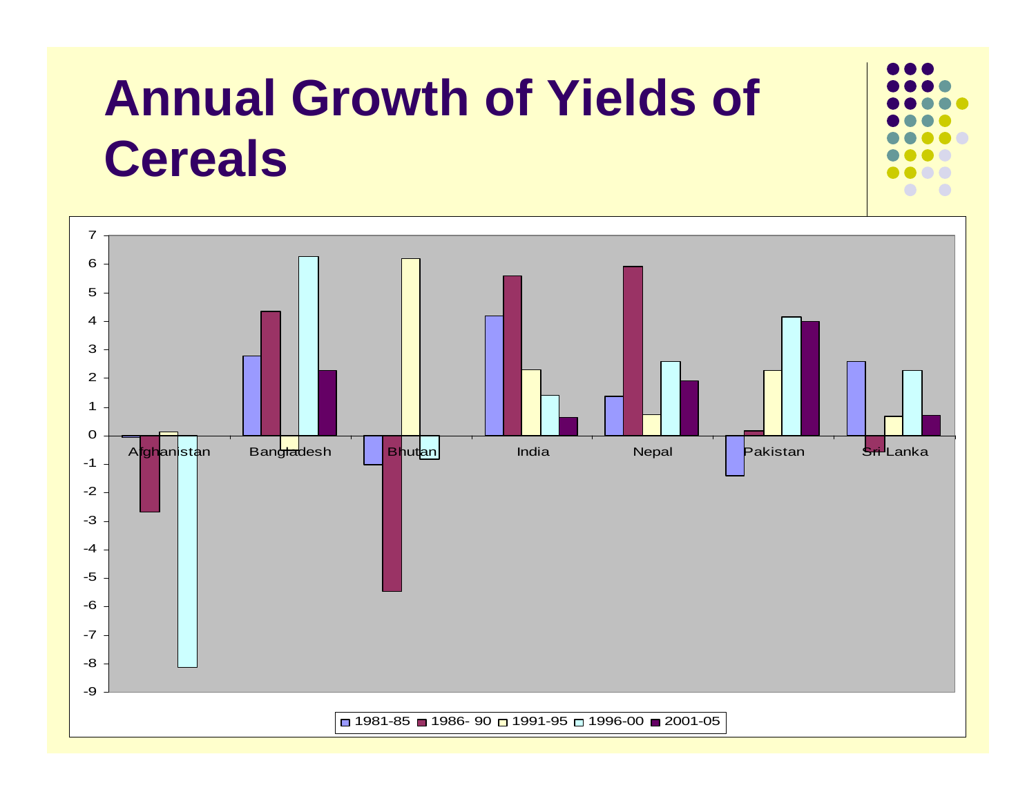# Annual Growth of Yields of Cereals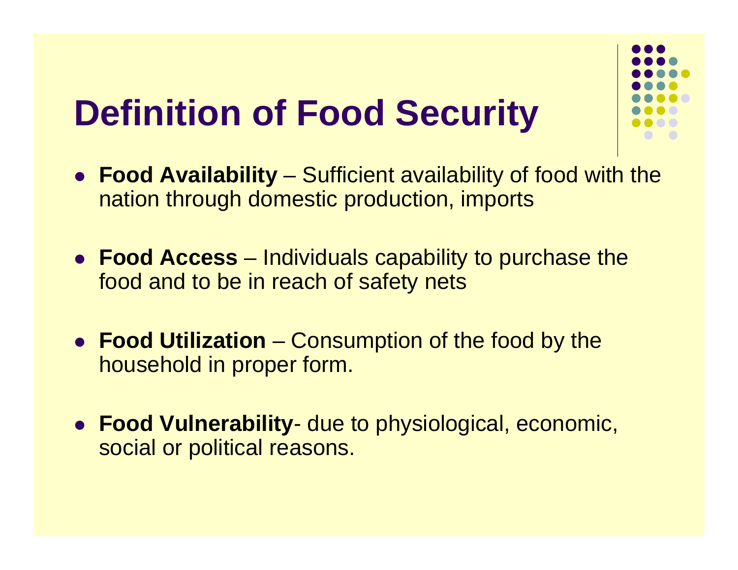# Definition of Food Security

- **Food Availability** – Sufficient availability of food with the nation through domestic production, imports
- **Food Access** – Individuals capability to purchase the food and to be in reach of safety nets
- **Food Utilization** – Consumption of the food by the household in proper form.
- **Food Vulnerability**- due to physiological, economic, social or political reasons.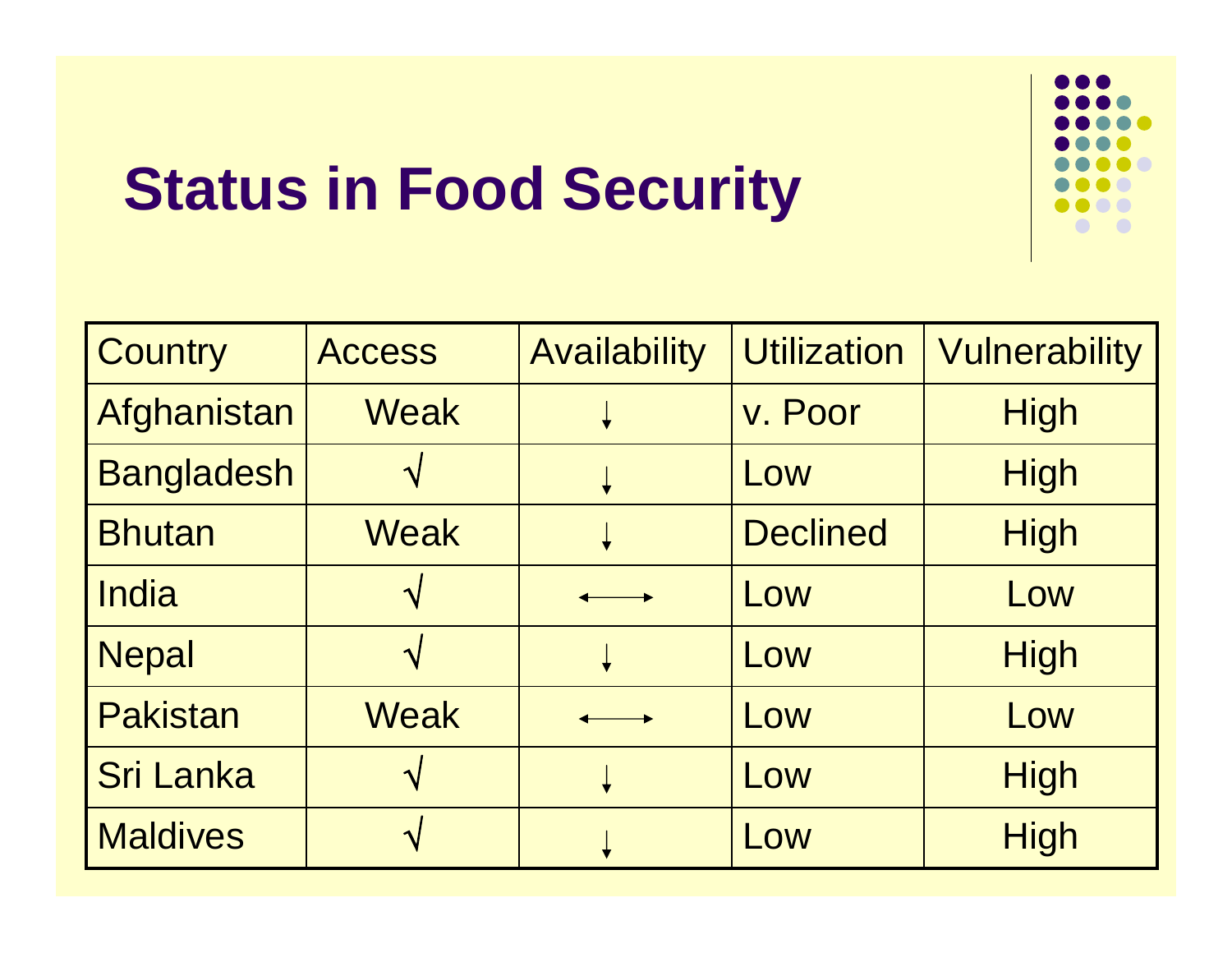# Status in Food Security

| Country | Access | Availability | Utilization | Vulnerability |
|---|---|---|---|---|
| Afghanistan | Weak | ↓ | v. Poor | High |
| Bangladesh | √ | ↓ | Low | High |
| Bhutan | Weak | ↓ | Declined | High |
| India | √ | ⟷ | Low | Low |
| Nepal | √ | ↓ | Low | High |
| Pakistan | Weak | ⟷ | Low | Low |
| Sri Lanka | √ | ↓ | Low | High |
| Maldives | √ | ↓ | Low | High |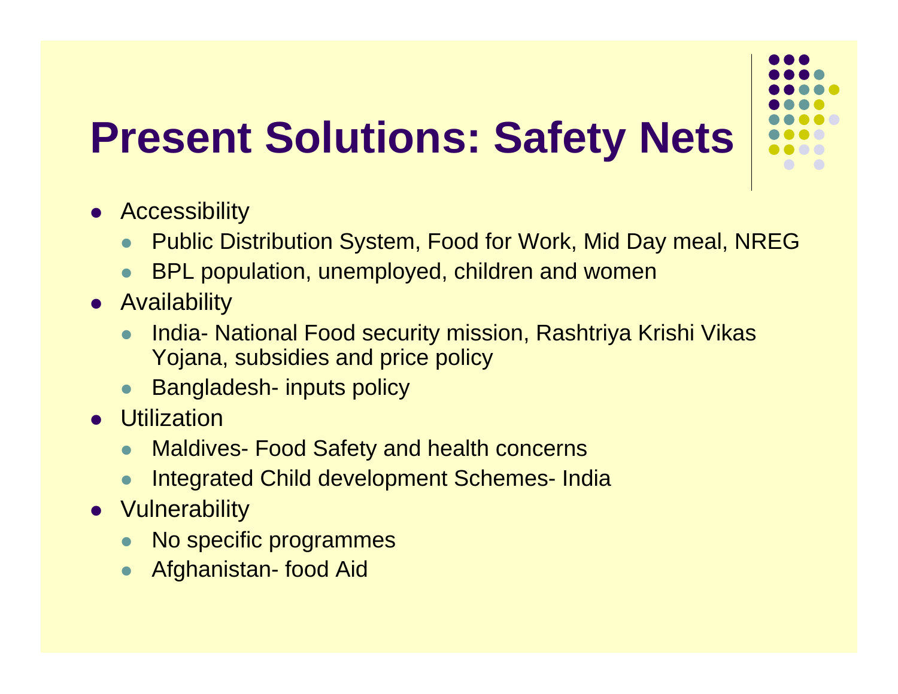# Present Solutions: Safety Nets

- Accessibility
  - Public Distribution System, Food for Work, Mid Day meal, NREG
  - BPL population, unemployed, children and women
- Availability
  - India- National Food security mission, Rashtriya Krishi Vikas Yojana, subsidies and price policy
  - Bangladesh- inputs policy
- Utilization
  - Maldives- Food Safety and health concerns
  - Integrated Child development Schemes- India
- Vulnerability
  - No specific programmes
  - Afghanistan- food Aid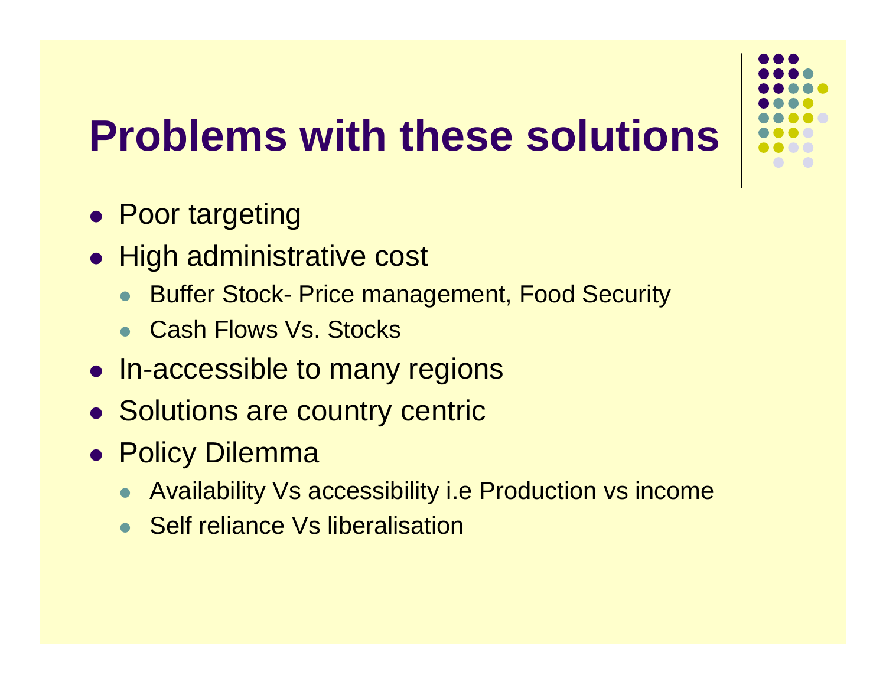# Problems with these solutions

- Poor targeting
- High administrative cost
  - Buffer Stock- Price management, Food Security
  - Cash Flows Vs. Stocks
- In-accessible to many regions
- Solutions are country centric
- Policy Dilemma
  - Availability Vs accessibility i.e Production vs income
  - Self reliance Vs liberalisation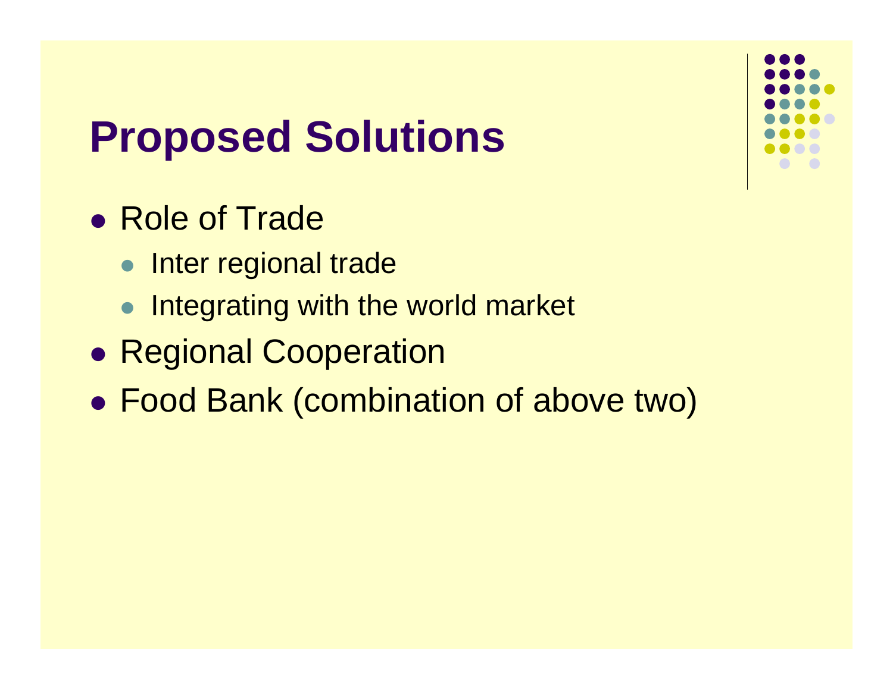# Proposed Solutions

- Role of Trade
  - Inter regional trade
  - Integrating with the world market
- Regional Cooperation
- Food Bank (combination of above two)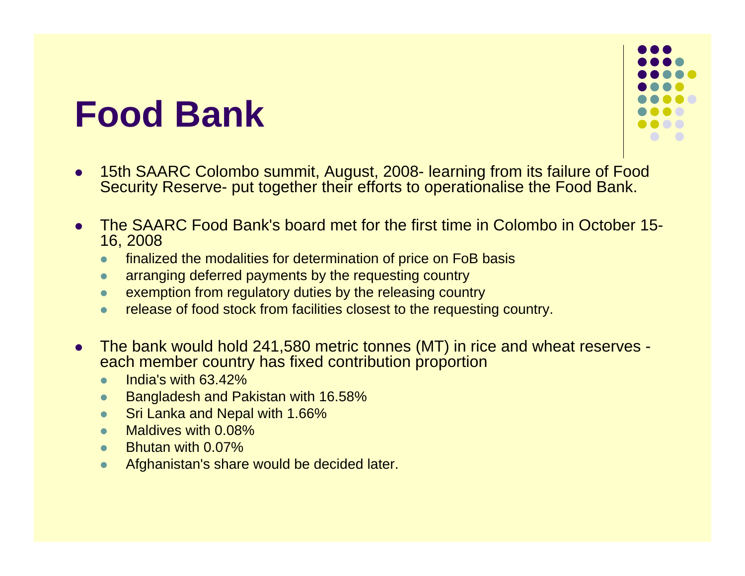# Food Bank

- 15th SAARC Colombo summit, August, 2008- learning from its failure of Food Security Reserve- put together their efforts to operationalise the Food Bank.

- The SAARC Food Bank's board met for the first time in Colombo in October 15-16, 2008
  - finalized the modalities for determination of price on FoB basis
  - arranging deferred payments by the requesting country
  - exemption from regulatory duties by the releasing country
  - release of food stock from facilities closest to the requesting country.

- The bank would hold 241,580 metric tonnes (MT) in rice and wheat reserves - each member country has fixed contribution proportion
  - India's with 63.42%
  - Bangladesh and Pakistan with 16.58%
  - Sri Lanka and Nepal with 1.66%
  - Maldives with 0.08%
  - Bhutan with 0.07%
  - Afghanistan's share would be decided later.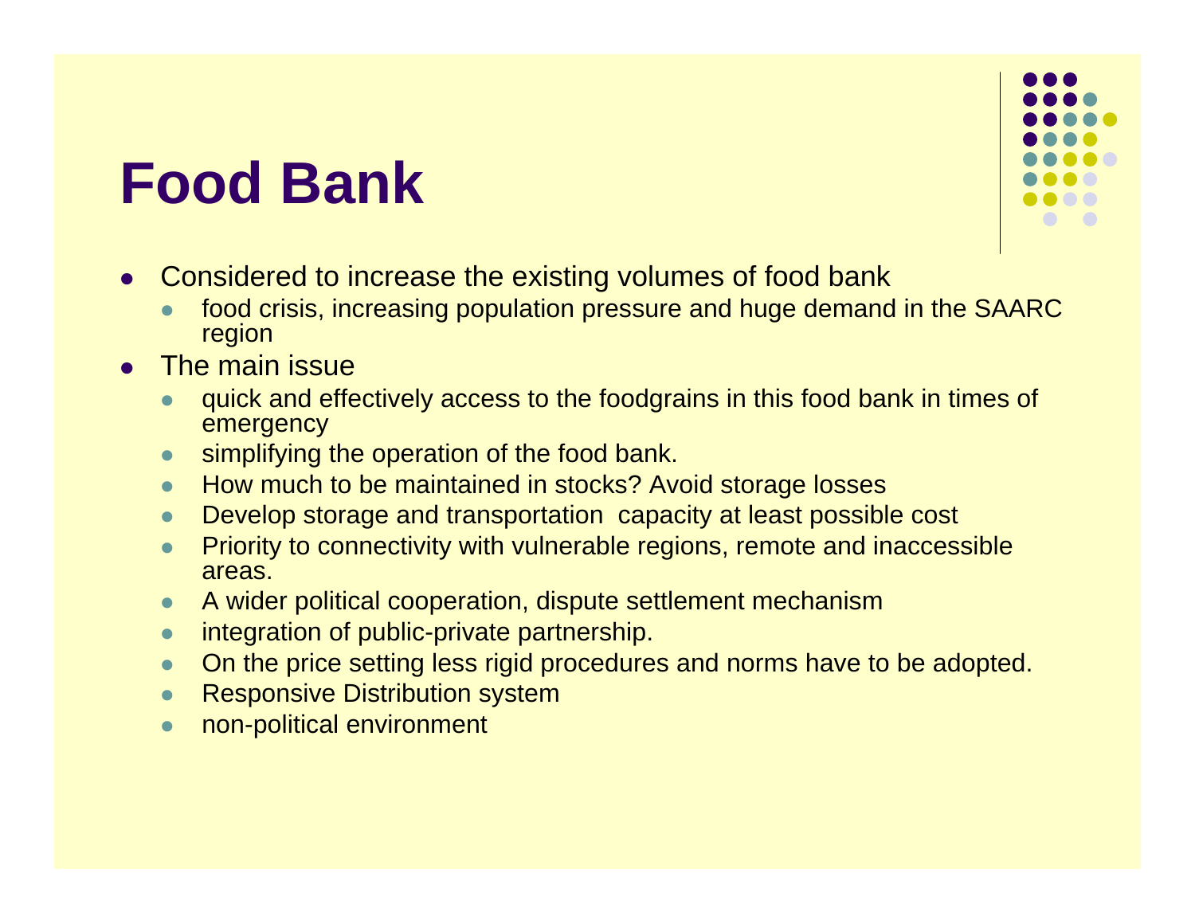# Food Bank

- Considered to increase the existing volumes of food bank
  - food crisis, increasing population pressure and huge demand in the SAARC region
- The main issue
  - quick and effectively access to the foodgrains in this food bank in times of emergency
  - simplifying the operation of the food bank.
  - How much to be maintained in stocks? Avoid storage losses
  - Develop storage and transportation capacity at least possible cost
  - Priority to connectivity with vulnerable regions, remote and inaccessible areas.
  - A wider political cooperation, dispute settlement mechanism
  - integration of public-private partnership.
  - On the price setting less rigid procedures and norms have to be adopted.
  - Responsive Distribution system
  - non-political environment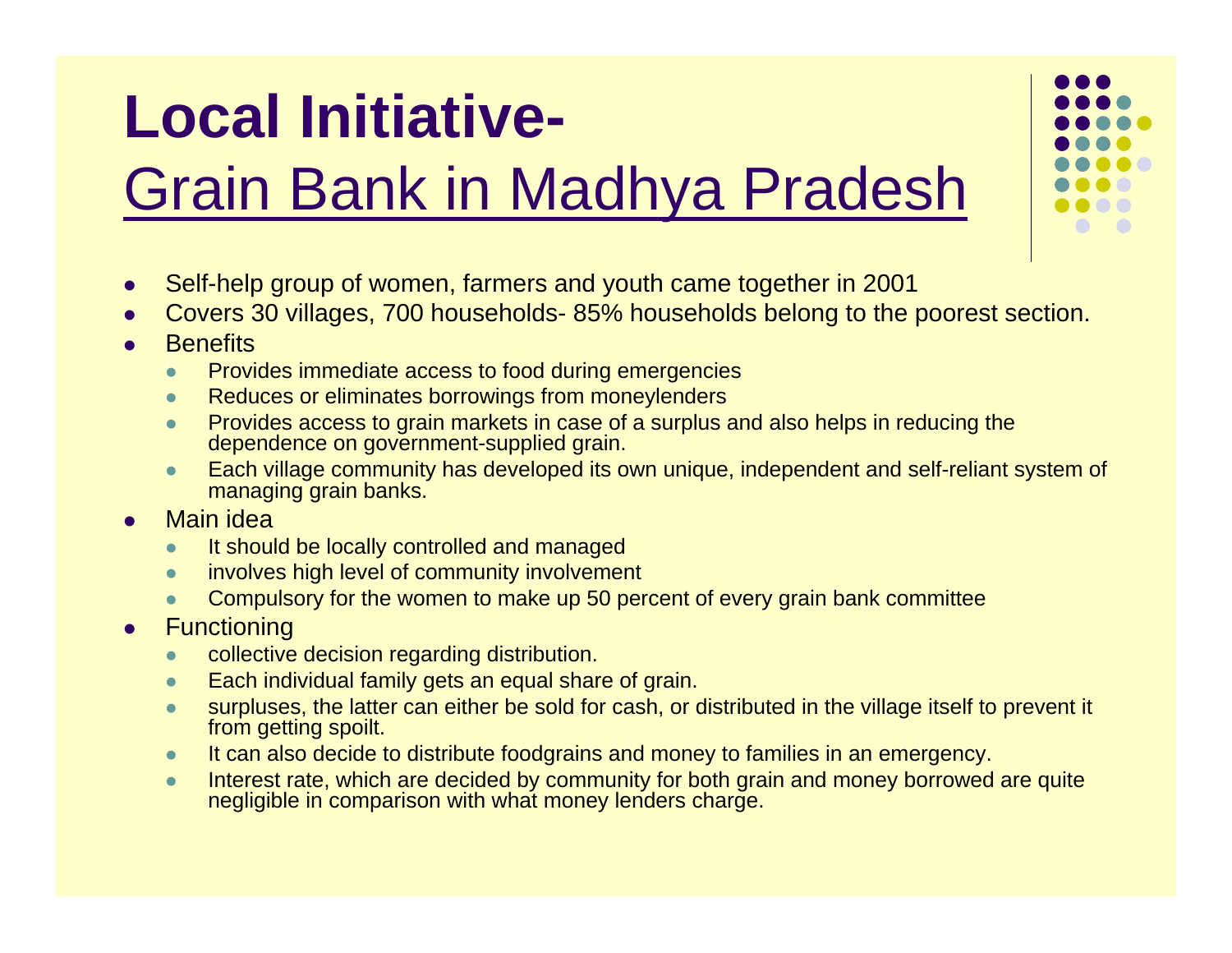# Local Initiative- Grain Bank in Madhya Pradesh

- Self-help group of women, farmers and youth came together in 2001
- Covers 30 villages, 700 households- 85% households belong to the poorest section.
- Benefits
  - Provides immediate access to food during emergencies
  - Reduces or eliminates borrowings from moneylenders
  - Provides access to grain markets in case of a surplus and also helps in reducing the dependence on government-supplied grain.
  - Each village community has developed its own unique, independent and self-reliant system of managing grain banks.
- Main idea
  - It should be locally controlled and managed
  - involves high level of community involvement
  - Compulsory for the women to make up 50 percent of every grain bank committee
- Functioning
  - collective decision regarding distribution.
  - Each individual family gets an equal share of grain.
  - surpluses, the latter can either be sold for cash, or distributed in the village itself to prevent it from getting spoilt.
  - It can also decide to distribute foodgrains and money to families in an emergency.
  - Interest rate, which are decided by community for both grain and money borrowed are quite negligible in comparison with what money lenders charge.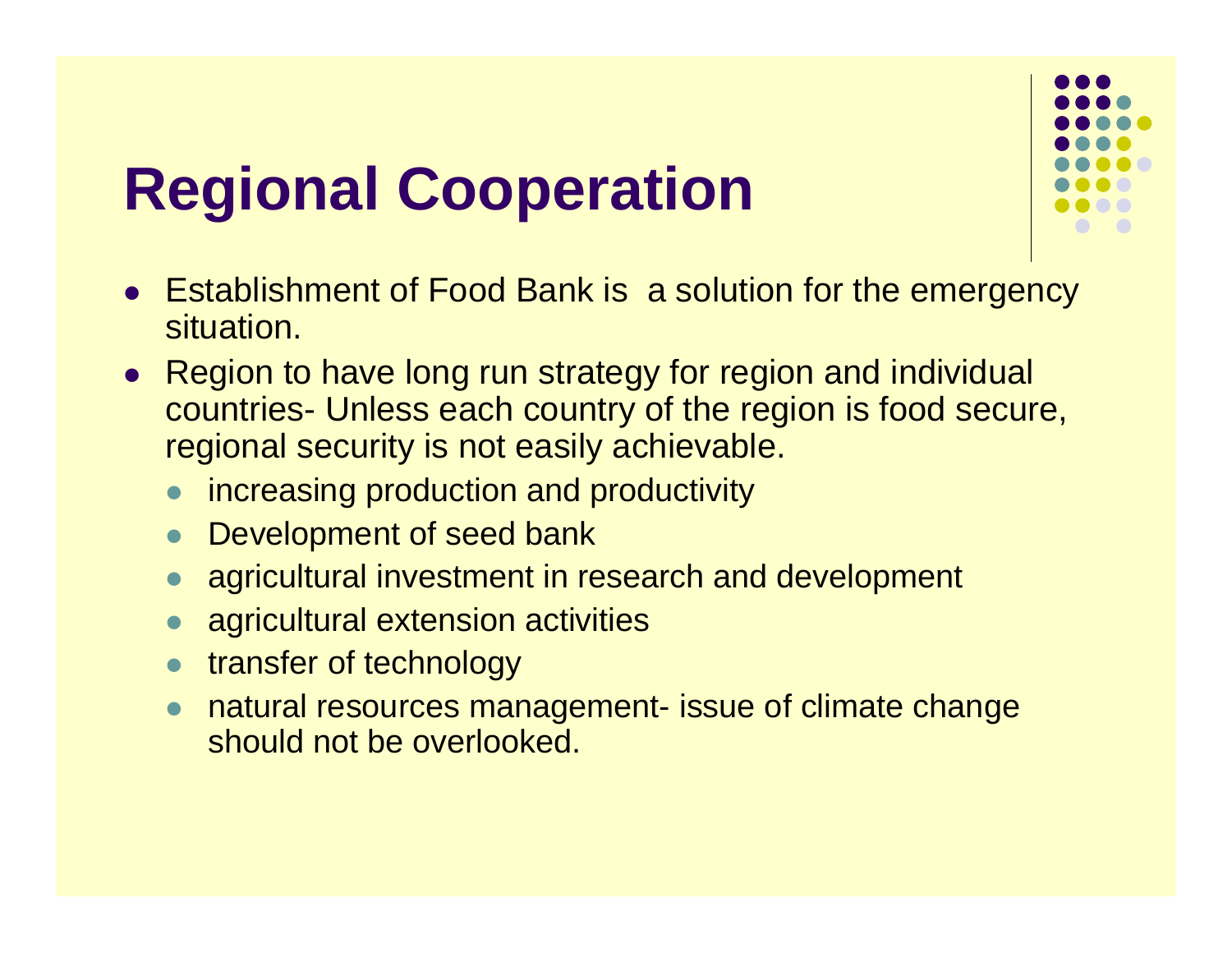# Regional Cooperation

- Establishment of Food Bank is a solution for the emergency situation.
- Region to have long run strategy for region and individual countries- Unless each country of the region is food secure, regional security is not easily achievable.
  - increasing production and productivity
  - Development of seed bank
  - agricultural investment in research and development
  - agricultural extension activities
  - transfer of technology
  - natural resources management- issue of climate change should not be overlooked.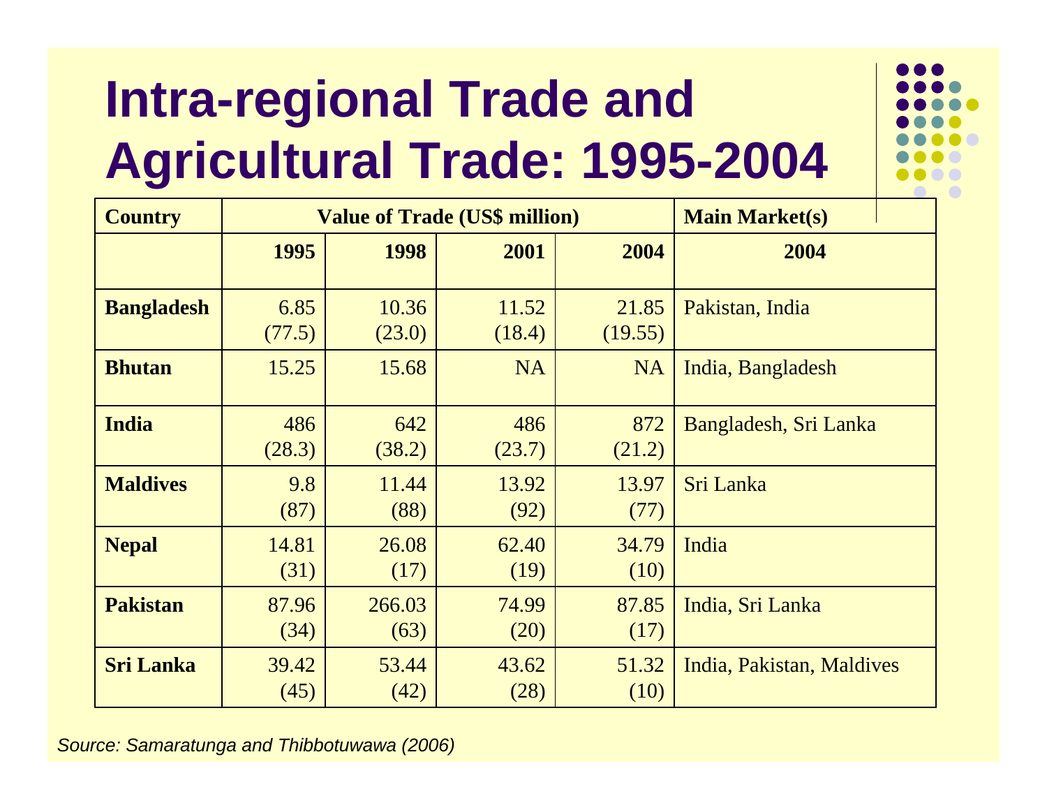# Intra-regional Trade and Agricultural Trade: 1995-2004

| Country | Value of Trade (US$ million) | | | | Main Market(s) |
|---|---|---|---|---|---|
| | 1995 | 1998 | 2001 | 2004 | 2004 |
| **Bangladesh** | 6.85 (77.5) | 10.36 (23.0) | 11.52 (18.4) | 21.85 (19.55) | Pakistan, India |
| **Bhutan** | 15.25 | 15.68 | NA | NA | India, Bangladesh |
| **India** | 486 (28.3) | 642 (38.2) | 486 (23.7) | 872 (21.2) | Bangladesh, Sri Lanka |
| **Maldives** | 9.8 (87) | 11.44 (88) | 13.92 (92) | 13.97 (77) | Sri Lanka |
| **Nepal** | 14.81 (31) | 26.08 (17) | 62.40 (19) | 34.79 (10) | India |
| **Pakistan** | 87.96 (34) | 266.03 (63) | 74.99 (20) | 87.85 (17) | India, Sri Lanka |
| **Sri Lanka** | 39.42 (45) | 53.44 (42) | 43.62 (28) | 51.32 (10) | India, Pakistan, Maldives |

*Source: Samaratunga and Thibbotuwawa (2006)*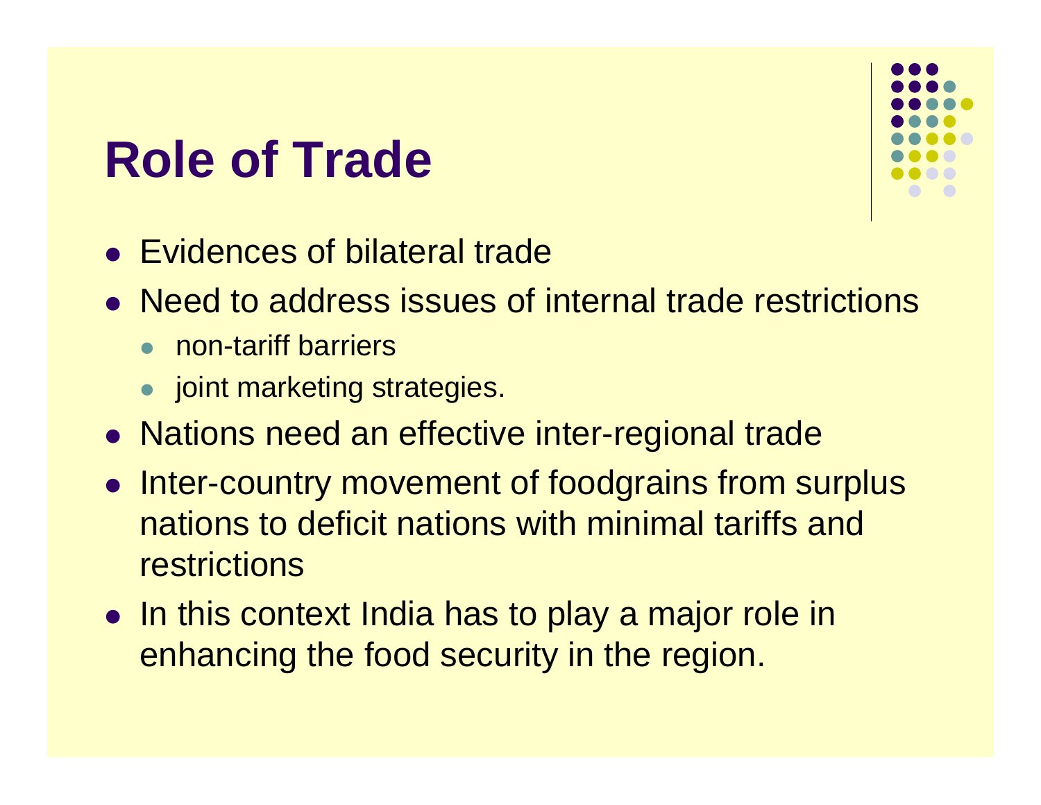# Role of Trade

- Evidences of bilateral trade
- Need to address issues of internal trade restrictions
  - non-tariff barriers
  - joint marketing strategies.
- Nations need an effective inter-regional trade
- Inter-country movement of foodgrains from surplus nations to deficit nations with minimal tariffs and restrictions
- In this context India has to play a major role in enhancing the food security in the region.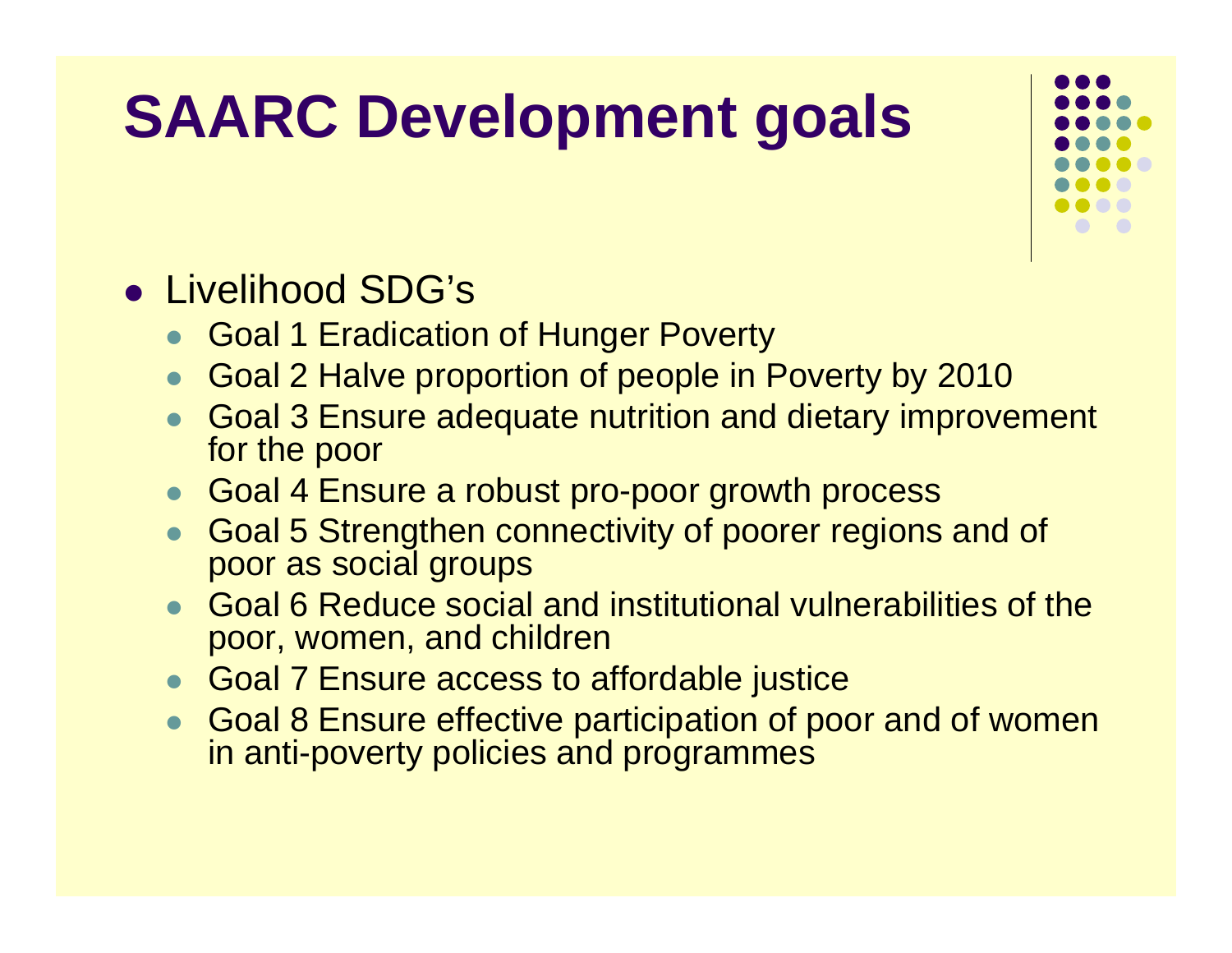# SAARC Development goals

- Livelihood SDG's
  - Goal 1 Eradication of Hunger Poverty
  - Goal 2 Halve proportion of people in Poverty by 2010
  - Goal 3 Ensure adequate nutrition and dietary improvement for the poor
  - Goal 4 Ensure a robust pro-poor growth process
  - Goal 5 Strengthen connectivity of poorer regions and of poor as social groups
  - Goal 6 Reduce social and institutional vulnerabilities of the poor, women, and children
  - Goal 7 Ensure access to affordable justice
  - Goal 8 Ensure effective participation of poor and of women in anti-poverty policies and programmes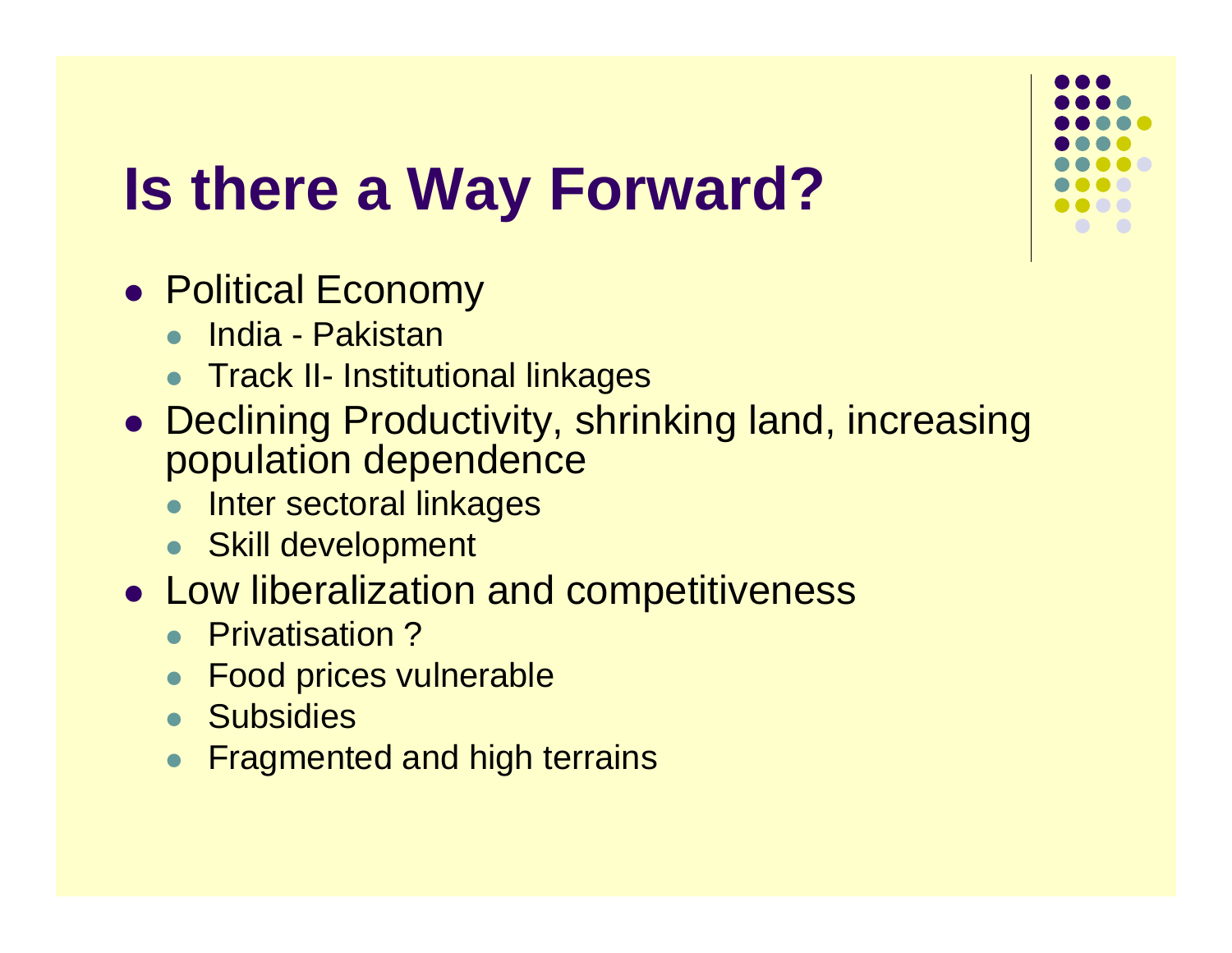# Is there a Way Forward?

- Political Economy
  - India - Pakistan
  - Track II- Institutional linkages
- Declining Productivity, shrinking land, increasing population dependence
  - Inter sectoral linkages
  - Skill development
- Low liberalization and competitiveness
  - Privatisation ?
  - Food prices vulnerable
  - Subsidies
  - Fragmented and high terrains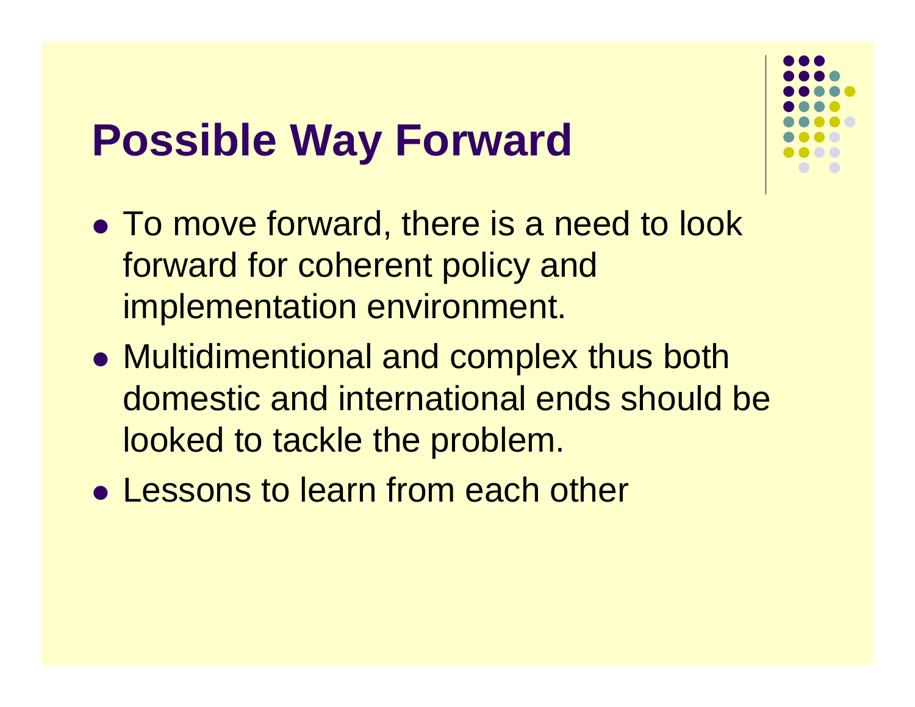# Possible Way Forward

- To move forward, there is a need to look forward for coherent policy and implementation environment.
- Multidimentional and complex thus both domestic and international ends should be looked to tackle the problem.
- Lessons to learn from each other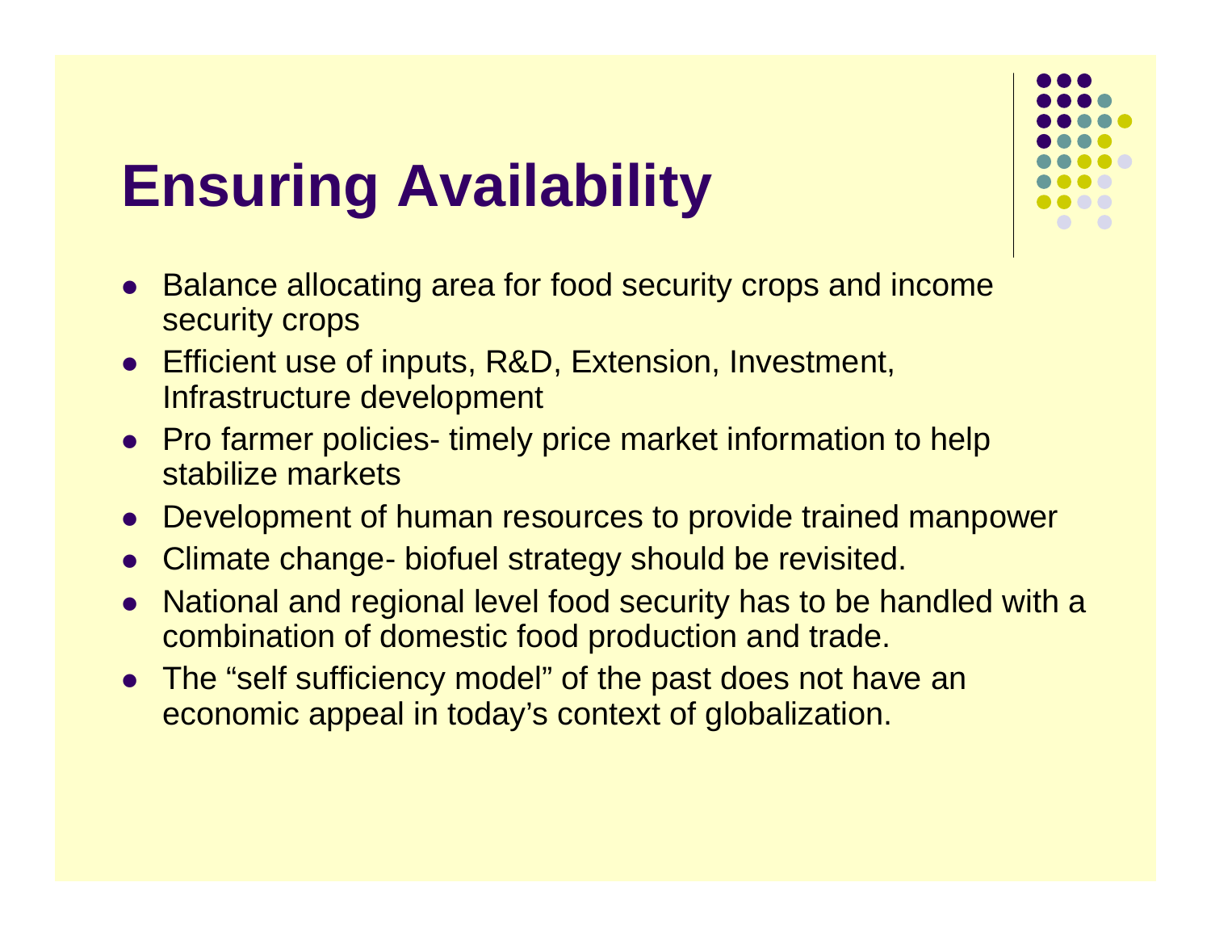# Ensuring Availability

- Balance allocating area for food security crops and income security crops
- Efficient use of inputs, R&D, Extension, Investment, Infrastructure development
- Pro farmer policies- timely price market information to help stabilize markets
- Development of human resources to provide trained manpower
- Climate change- biofuel strategy should be revisited.
- National and regional level food security has to be handled with a combination of domestic food production and trade.
- The "self sufficiency model" of the past does not have an economic appeal in today's context of globalization.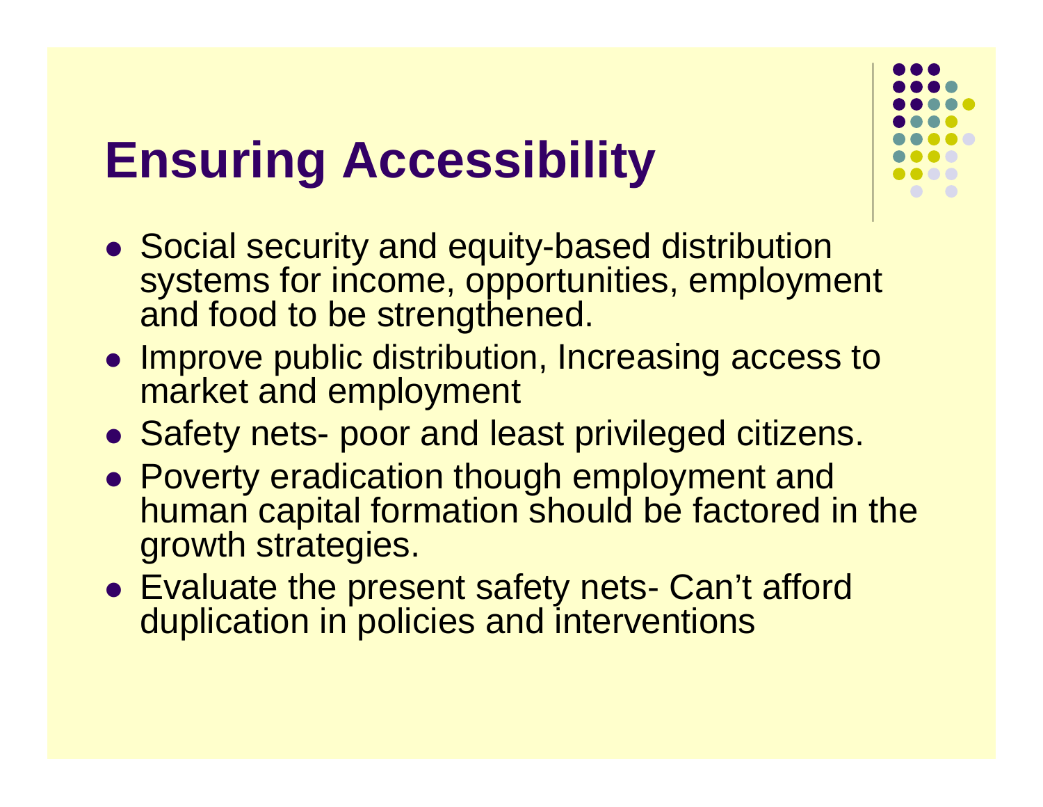# Ensuring Accessibility

- Social security and equity-based distribution systems for income, opportunities, employment and food to be strengthened.
- Improve public distribution, Increasing access to market and employment
- Safety nets- poor and least privileged citizens.
- Poverty eradication though employment and human capital formation should be factored in the growth strategies.
- Evaluate the present safety nets- Can't afford duplication in policies and interventions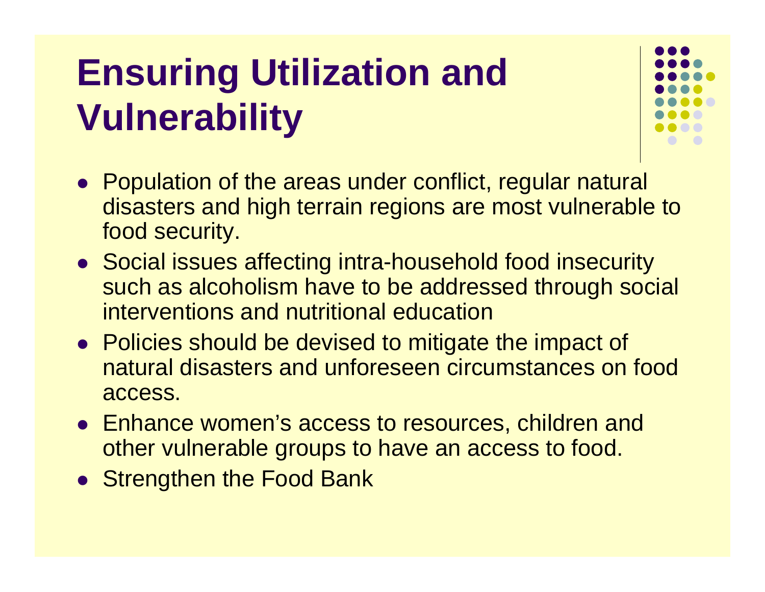# Ensuring Utilization and Vulnerability

- Population of the areas under conflict, regular natural disasters and high terrain regions are most vulnerable to food security.
- Social issues affecting intra-household food insecurity such as alcoholism have to be addressed through social interventions and nutritional education
- Policies should be devised to mitigate the impact of natural disasters and unforeseen circumstances on food access.
- Enhance women's access to resources, children and other vulnerable groups to have an access to food.
- Strengthen the Food Bank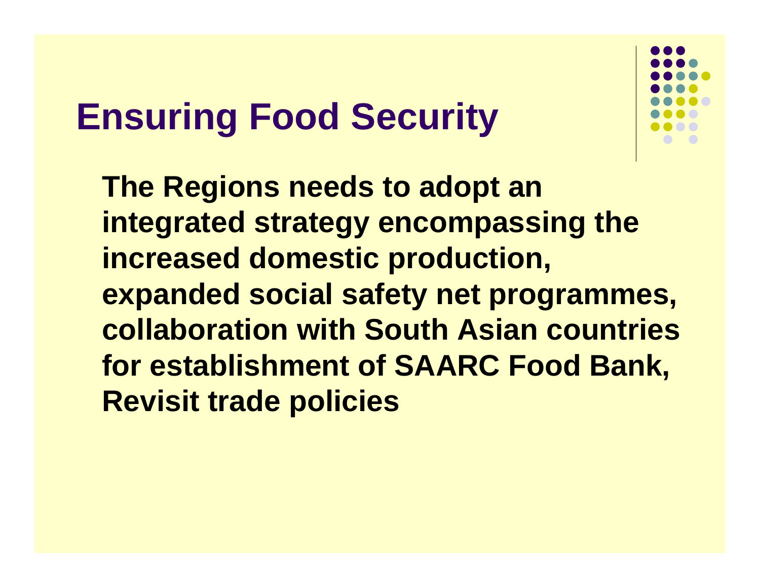# Ensuring Food Security

**The Regions needs to adopt an integrated strategy encompassing the increased domestic production, expanded social safety net programmes, collaboration with South Asian countries for establishment of SAARC Food Bank, Revisit trade policies**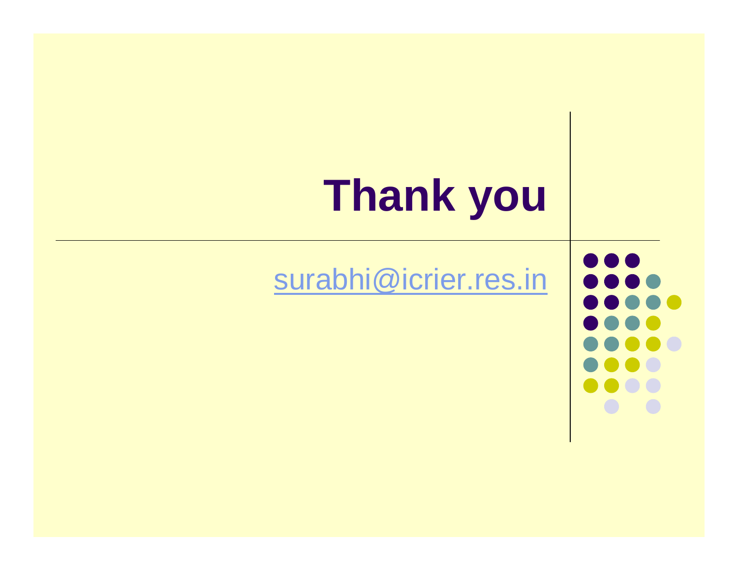# Thank you

surabhi@icrier.res.in